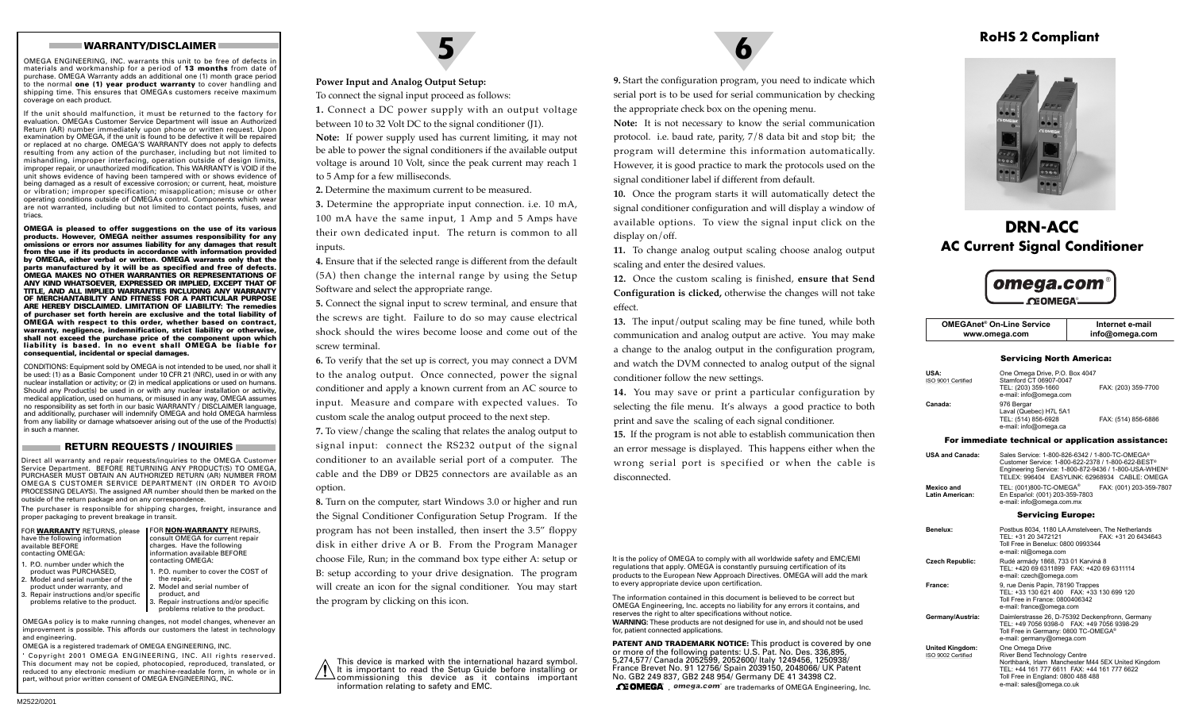## WARRANTY/DISCLAIMER

OMEGA ENGINEERING, INC. warrants this unit to be free of defects in materials and workmanship for a period of **13 months** from date of purchase. OMEGA Warranty adds an additional one (1) month grace period to the normal **one (1) year product warranty** to cover handling and shipping time. This ensures that OMEGAs customers receive maximum coverage on each product.

If the unit should malfunction, it must be returned to the factory for evaluation. OMEGAs Customer Service Department will issue an Authorized Return (AR) number immediately upon phone or written request. Upon examination by OMEGA, if the unit is found to be defective it will be repaired or replaced at no charge. OMEGA'S WARRANTY does not apply to defects resulting from any action of the purchaser, including but not limited to mishandling, improper interfacing, operation outside of design limits, improper repair, or unauthorized modification. This WARRANTY is VOID if the unit shows evidence of having been tampered with or shows evidence of being damaged as a result of excessive corrosion; or current, heat, moisture or vibration; improper specification; misapplication; misuse or other operating conditions outside of OMEGAs control. Components which wear are not warranted, including but not limited to contact points, fuses, and triacs.

**OMEGA is pleased to offer suggestions on the use of its various products. However, OMEGA neither assumes responsibility for any omissions or errors nor assumes liability for any damages that result from the use if its products in accordance with information provided by OMEGA, either verbal or written. OMEGA warrants only that the parts manufactured by it will be as specified and free of defects. OMEGA MAKES NO OTHER WARRANTIES OR REPRESENTATIONS OF ANY KIND WHATSOEVER, EXPRESSED OR IMPLIED, EXCEPT THAT OF TITLE, AND ALL IMPLIED WARRANTIES INCLUDING ANY WARRANTY OF MERCHANTABILITY AND FITNESS FOR A PARTICULAR PURPOSE ARE HEREBY DISCLAIMED. LIMITATION OF LIABILITY: The remedies of purchaser set forth herein are exclusive and the total liability of OMEGA with respect to this order, whether based on contract, warranty, negligence, indemnification, strict liability or otherwise, shall not exceed the purchase price of the component upon which liability is based. In no event shall OMEGA be liable for consequential, incidental or special damages.**

CONDITIONS: Equipment sold by OMEGA is not intended to be used, nor shall it be used: (1) as a Basic Component under 10 CFR 21 (NRC), used in or with any nuclear installation or activity; or (2) in medical applications or used on humans. Should any Product(s) be used in or with any nuclear installation or activity, medical application, used on humans, or misused in any way, OMEGA assumes no responsibility as set forth in our basic WARRANTY / DISCLAIMER language, and additionally, purchaser will indemnify OMEGA and hold OMEGA harmless from any liability or damage whatsoever arising out of the use of the Product(s) in such a manner.

## RETURN REQUESTS / INQUIRIES

Direct all warranty and repair requests/inquiries to the OMEGA Customer Service Department. BEFORE RETURNING ANY PRODUCT(S) TO OMEGA, PURCHASER MUST OBTAIN AN AUTHORIZED RETURN (AR) NUMBER FROM OMEGA S CUSTOMER SERVICE DEPARTMENT (IN ORDER TO AVOID PROCESSING DELAYS). The assigned AR number should then be marked on the outside of the return package and on any correspondence.

The purchaser is responsible for shipping charges, freight, insurance and proper packaging to prevent breakage in transit.

FOR **WARRANTY** RETURNS, please have the following information available BEFORE contacting OMEGA:

1. P.O. number under which the product was PURCHASED,
2. Model and serial number of the product under warranty, and
3. Repair instructions and/or specific problems relative to the product.

FOR **NON-WARRANTY** REPAIRS, consult OMEGA for current repair charges. Have the following information available BEFORE contacting OMEGA:

1. P.O. number to cover the COST of the repair,
2. Model and serial number of product, and
3. Repair instructions and/or specific problems relative to the product.

OMEGAs policy is to make running changes, not model changes, whenever an improvement is possible. This affords our customers the latest in technology and engineering.

OMEGA is a registered trademark of OMEGA ENGINEERING, INC.

' Copyright 2001 OMEGA ENGINEERING, INC. All rights reserved. This document may not be copied, photocopied, reproduced, translated, or reduced to any electronic medium or machine-readable form, in whole or in part, without prior written consent of OMEGA ENGINEERING, INC.

M2522/0201

**Power Input and Analog Output Setup:**

To connect the signal input proceed as follows:

**1.** Connect a DC power supply with an output voltage between 10 to 32 Volt DC to the signal conditioner (J1).

**Note:** If power supply used has current limiting, it may not be able to power the signal conditioners if the available output voltage is around 10 Volt, since the peak current may reach 1 to 5 Amp for a few milliseconds.

**2.** Determine the maximum current to be measured.

**3.** Determine the appropriate input connection. i.e. 10 mA, 100 mA have the same input, 1 Amp and 5 Amps have their own dedicated input. The return is common to all inputs.

**4.** Ensure that if the selected range is different from the default (5A) then change the internal range by using the Setup Software and select the appropriate range.

**5.** Connect the signal input to screw terminal, and ensure that the screws are tight. Failure to do so may cause electrical shock should the wires become loose and come out of the screw terminal.

**6.** To verify that the set up is correct, you may connect a DVM to the analog output. Once connected, power the signal conditioner and apply a known current from an AC source to input. Measure and compare with expected values. To custom scale the analog output proceed to the next step.

**7.** To view/change the scaling that relates the analog output to signal input: connect the RS232 output of the signal conditioner to an available serial port of a computer. The cable and the DB9 or DB25 connectors are available as an option.

**8.** Turn on the computer, start Windows 3.0 or higher and run the Signal Conditioner Configuration Setup Program. If the program has not been installed, then insert the 3.5" floppy disk in either drive A or B. From the Program Manager choose File, Run; in the command box type either A: setup or B: setup according to your drive designation. The program will create an icon for the signal conditioner. You may start the program by clicking on this icon.

This device is marked with the international hazard symbol. It is important to read the Setup Guide before installing or commissioning this device as it contains important information relating to safety and EMC.

**9.** Start the configuration program, you need to indicate which serial port is to be used for serial communication by checking the appropriate check box on the opening menu.

**Note:** It is not necessary to know the serial communication protocol. i.e. baud rate, parity, 7/8 data bit and stop bit; the program will determine this information automatically. However, it is good practice to mark the protocols used on the signal conditioner label if different from default.

**10.** Once the program starts it will automatically detect the signal conditioner configuration and will display a window of available options. To view the signal input click on the display on/off.

**11.** To change analog output scaling choose analog output scaling and enter the desired values.

**12.** Once the custom scaling is finished, **ensure that Send Configuration is clicked,** otherwise the changes will not take effect.

**13.** The input/output scaling may be fine tuned, while both communication and analog output are active. You may make a change to the analog output in the configuration program, and watch the DVM connected to analog output of the signal conditioner follow the new settings.

**14.** You may save or print a particular configuration by selecting the file menu. It's always a good practice to both print and save the scaling of each signal conditioner.

**15.** If the program is not able to establish communication then an error message is displayed. This happens either when the wrong serial port is specified or when the cable is disconnected.

It is the policy of OMEGA to comply with all worldwide safety and EMC/EMI regulations that apply. OMEGA is constantly pursuing certification of its products to the European New Approach Directives. OMEGA will add the mark to every appropriate device upon certification.

The information contained in this document is believed to be correct but OMEGA Engineering, Inc. accepts no liability for any errors it contains, and reserves the right to alter specifications without notice.
**WARNING:** These products are not designed for use in, and should not be used for, patient connected applications.

**PATENT AND TRADEMARK NOTICE:** This product is covered by one or more of the following patents: U.S. Pat. No. Des. 336,895, 5,274,577/ Canada 2052599, 2052600/ Italy 1249456, 1250938/ France Brevet No. 91 12756/ Spain 2039150, 2048066/ UK Patent No. GB2 249 837, GB2 248 954/ Germany DE 41 34398 C2.
OMEGA, omega.com are trademarks of OMEGA Engineering, Inc.

## RoHS 2 Compliant

# DRN-ACC
## AC Current Signal Conditioner

omega.com® OMEGA®

| OMEGAnet® On-Line Service www.omega.com | Internet e-mail info@omega.com |
|---|---|

### Servicing North America:

| | | |
|---|---|---|
| **USA:** ISO 9001 Certified | One Omega Drive, P.O. Box 4047 Stamford CT 06907-0047 TEL: (203) 359-1660 e-mail: info@omega.com | FAX: (203) 359-7700 |
| **Canada:** | 976 Bergar Laval (Quebec) H7L 5A1 TEL: (514) 856-6928 e-mail: info@omega.ca | FAX: (514) 856-6886 |

### For immediate technical or application assistance:

| | |
|---|---|
| **USA and Canada:** | Sales Service: 1-800-826-6342 / 1-800-TC-OMEGA® Customer Service: 1-800-622-2378 / 1-800-622-BEST® Engineering Service: 1-800-872-9436 / 1-800-USA-WHEN® TELEX: 996404 EASYLINK: 62968934 CABLE: OMEGA |
| **Mexico and Latin American:** | TEL: (001)800-TC-OMEGA® FAX: (001) 203-359-7807 En Español: (001) 203-359-7803 e-mail: info@omega.com.mx |

### Servicing Europe:

| | |
|---|---|
| **Benelux:** | Postbus 8034, 1180 LA Amstelveen, The Netherlands TEL: +31 20 3472121 FAX: +31 20 6434643 Toll Free in Benelux: 0800 0993344 e-mail: nl@omega.com |
| **Czech Republic:** | Rudé armády 1868, 733 01 Karviná 8 TEL: +420 69 6311899 FAX: +420 69 6311114 e-mail: czech@omega.com |
| **France:** | 9, rue Denis Papin, 78190 Trappes TEL: +33 130 621 400 FAX: +33 130 699 120 Toll Free in France: 0800406342 e-mail: france@omega.com |
| **Germany/Austria:** | Daimlerstrasse 26, D-75392 Deckenpfronn, Germany TEL: +49 7056 9398-0 FAX: +49 7056 9398-29 Toll Free in Germany: 0800 TC-OMEGA® e-mail: germany@omega.com |
| **United Kingdom:** ISO 9002 Certified | One Omega Drive River Bend Technology Centre Northbank, Irlam Manchester M44 5EX United Kingdom TEL: +44 161 777 6611 FAX: +44 161 777 6622 Toll Free in England: 0800 488 488 e-mail: sales@omega.co.uk |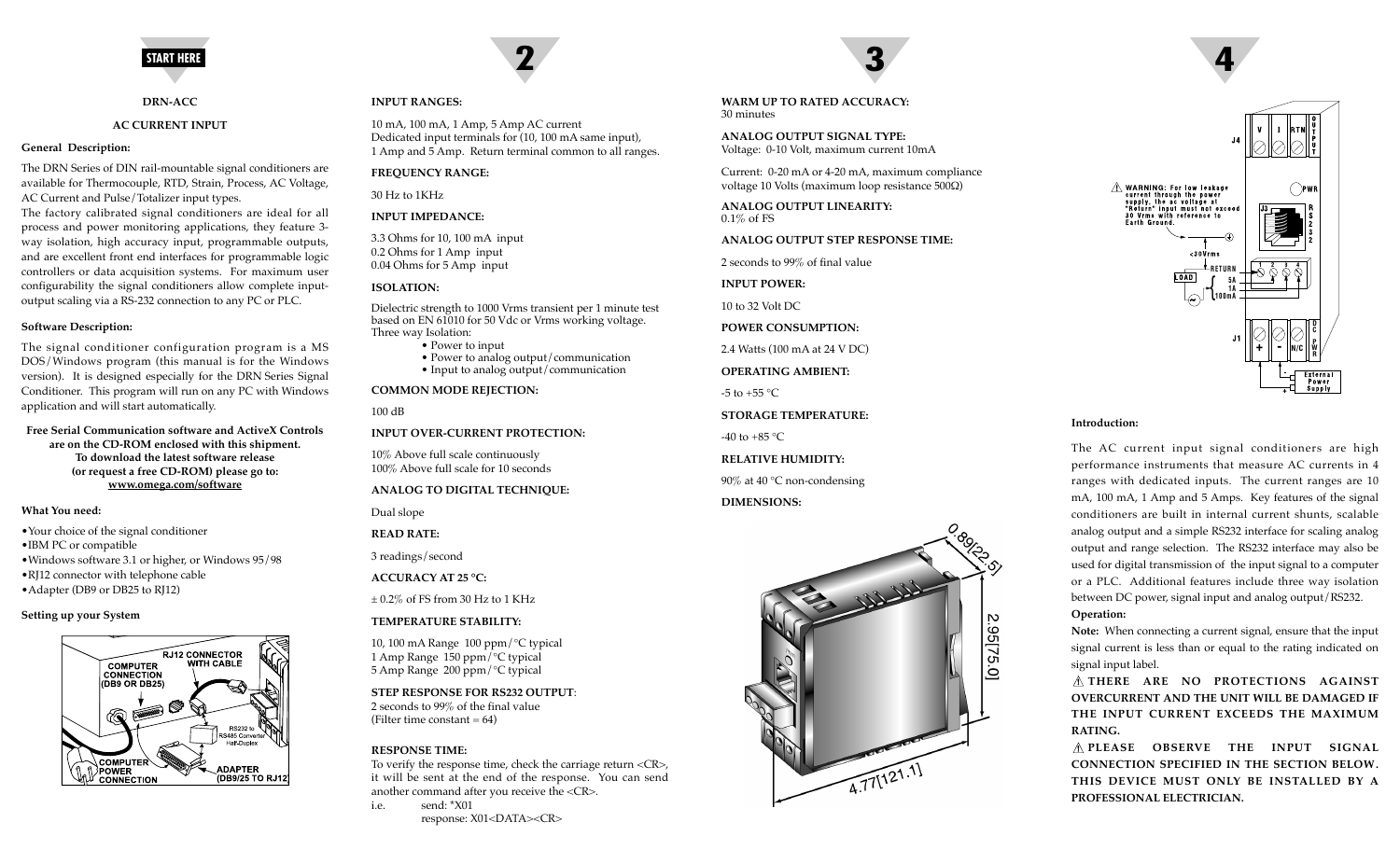START HERE

**DRN-ACC**

**AC CURRENT INPUT**

**General Description:**

The DRN Series of DIN rail-mountable signal conditioners are available for Thermocouple, RTD, Strain, Process, AC Voltage, AC Current and Pulse/Totalizer input types.

The factory calibrated signal conditioners are ideal for all process and power monitoring applications, they feature 3-way isolation, high accuracy input, programmable outputs, and are excellent front end interfaces for programmable logic controllers or data acquisition systems. For maximum user configurability the signal conditioners allow complete input-output scaling via a RS-232 connection to any PC or PLC.

**Software Description:**

The signal conditioner configuration program is a MS DOS/Windows program (this manual is for the Windows version). It is designed especially for the DRN Series Signal Conditioner. This program will run on any PC with Windows application and will start automatically.

**Free Serial Communication software and ActiveX Controls are on the CD-ROM enclosed with this shipment. To download the latest software release (or request a free CD-ROM) please go to: www.omega.com/software**

**What You need:**

- Your choice of the signal conditioner
- IBM PC or compatible
- Windows software 3.1 or higher, or Windows 95/98
- RJ12 connector with telephone cable
- Adapter (DB9 or DB25 to RJ12)

**Setting up your System**

RJ12 CONNECTOR WITH CABLE
COMPUTER CONNECTION (DB9 OR DB25)
RS232 to RS485 Converter Half-Duplex
COMPUTER POWER CONNECTION
ADAPTER (DB9/25 TO RJ12)

## 2

**INPUT RANGES:**

10 mA, 100 mA, 1 Amp, 5 Amp AC current
Dedicated input terminals for (10, 100 mA same input), 1 Amp and 5 Amp. Return terminal common to all ranges.

**FREQUENCY RANGE:**

30 Hz to 1KHz

**INPUT IMPEDANCE:**

3.3 Ohms for 10, 100 mA input
0.2 Ohms for 1 Amp input
0.04 Ohms for 5 Amp input

**ISOLATION:**

Dielectric strength to 1000 Vrms transient per 1 minute test based on EN 61010 for 50 Vdc or Vrms working voltage.
Three way Isolation:

- Power to input
- Power to analog output/communication
- Input to analog output/communication

**COMMON MODE REJECTION:**

100 dB

**INPUT OVER-CURRENT PROTECTION:**

10% Above full scale continuously
100% Above full scale for 10 seconds

**ANALOG TO DIGITAL TECHNIQUE:**

Dual slope

**READ RATE:**

3 readings/second

**ACCURACY AT 25 °C:**

± 0.2% of FS from 30 Hz to 1 KHz

**TEMPERATURE STABILITY:**

10, 100 mA Range 100 ppm/°C typical
1 Amp Range 150 ppm/°C typical
5 Amp Range 200 ppm/°C typical

**STEP RESPONSE FOR RS232 OUTPUT**:
2 seconds to 99% of the final value
(Filter time constant = 64)

**RESPONSE TIME:**

To verify the response time, check the carriage return <CR>, it will be sent at the end of the response. You can send another command after you receive the <CR>.

i.e. send: *X01
response: X01<DATA><CR>

## 3

**WARM UP TO RATED ACCURACY:**
30 minutes

**ANALOG OUTPUT SIGNAL TYPE:**
Voltage: 0-10 Volt, maximum current 10mA

Current: 0-20 mA or 4-20 mA, maximum compliance voltage 10 Volts (maximum loop resistance 500Ω)

**ANALOG OUTPUT LINEARITY:**
0.1% of FS

**ANALOG OUTPUT STEP RESPONSE TIME:**

2 seconds to 99% of final value

**INPUT POWER:**

10 to 32 Volt DC

**POWER CONSUMPTION:**

2.4 Watts (100 mA at 24 V DC)

**OPERATING AMBIENT:**

-5 to +55 °C

**STORAGE TEMPERATURE:**

-40 to +85 °C

**RELATIVE HUMIDITY:**

90% at 40 °C non-condensing

**DIMENSIONS:**

0.89[22.5]
2.95[75.0]
4.77[121.1]

## 4

J4 V I RTN OUTPUT
PWR
WARNING: For low leakage current through the power supply, the ac voltage at "Return" input must not exceed 30 Vrms with reference to Earth Ground.
J3 RS232
<30Vrms
RETURN
LOAD
5A
1A
100mA
J1 + - N/C DC PWR
External Power Supply

**Introduction:**

The AC current input signal conditioners are high performance instruments that measure AC currents in 4 ranges with dedicated inputs. The current ranges are 10 mA, 100 mA, 1 Amp and 5 Amps. Key features of the signal conditioners are built in internal current shunts, scalable analog output and a simple RS232 interface for scaling analog output and range selection. The RS232 interface may also be used for digital transmission of the input signal to a computer or a PLC. Additional features include three way isolation between DC power, signal input and analog output/RS232.

**Operation:**

**Note:** When connecting a current signal, ensure that the input signal current is less than or equal to the rating indicated on signal input label.

⚠ **THERE ARE NO PROTECTIONS AGAINST OVERCURRENT AND THE UNIT WILL BE DAMAGED IF THE INPUT CURRENT EXCEEDS THE MAXIMUM RATING.**

⚠ **PLEASE OBSERVE THE INPUT SIGNAL CONNECTION SPECIFIED IN THE SECTION BELOW. THIS DEVICE MUST ONLY BE INSTALLED BY A PROFESSIONAL ELECTRICIAN.**